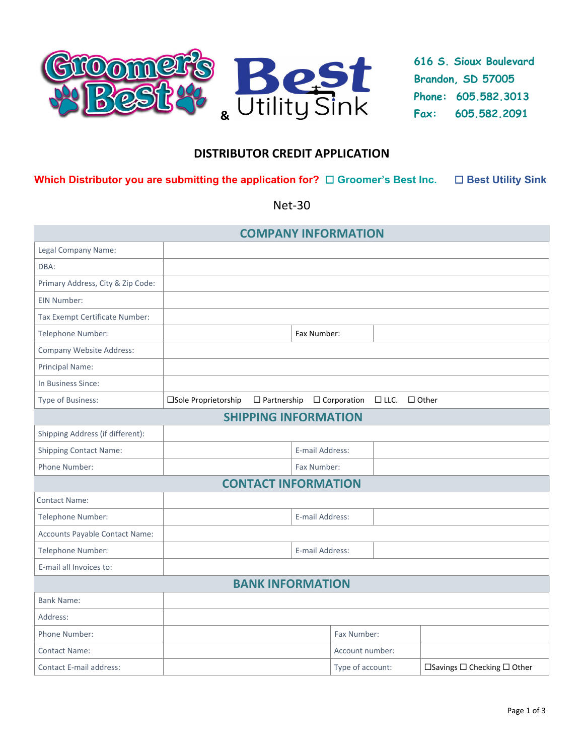Groomer's Best & Best Utility Sink

616 S. Sioux Boulevard
Brandon, SD 57005
Phone: 605.582.3013
Fax: 605.582.2091

# DISTRIBUTOR CREDIT APPLICATION

**Which Distributor you are submitting the application for?** ☐ Groomer's Best Inc. ☐ Best Utility Sink

Net-30

## COMPANY INFORMATION

| | | | |
|---|---|---|---|
| Legal Company Name: | | | |
| DBA: | | | |
| Primary Address, City & Zip Code: | | | |
| EIN Number: | | | |
| Tax Exempt Certificate Number: | | | |
| Telephone Number: | | Fax Number: | |
| Company Website Address: | | | |
| Principal Name: | | | |
| In Business Since: | | | |
| Type of Business: | ☐Sole Proprietorship ☐ Partnership ☐ Corporation ☐ LLC. ☐ Other | | |

## SHIPPING INFORMATION

| | | | |
|---|---|---|---|
| Shipping Address (if different): | | | |
| Shipping Contact Name: | | E-mail Address: | |
| Phone Number: | | Fax Number: | |

## CONTACT INFORMATION

| | | | |
|---|---|---|---|
| Contact Name: | | | |
| Telephone Number: | | E-mail Address: | |
| Accounts Payable Contact Name: | | | |
| Telephone Number: | | E-mail Address: | |
| E-mail all Invoices to: | | | |

## BANK INFORMATION

| | | | |
|---|---|---|---|
| Bank Name: | | | |
| Address: | | | |
| Phone Number: | | Fax Number: | |
| Contact Name: | | Account number: | |
| Contact E-mail address: | | Type of account: | ☐Savings ☐ Checking ☐ Other |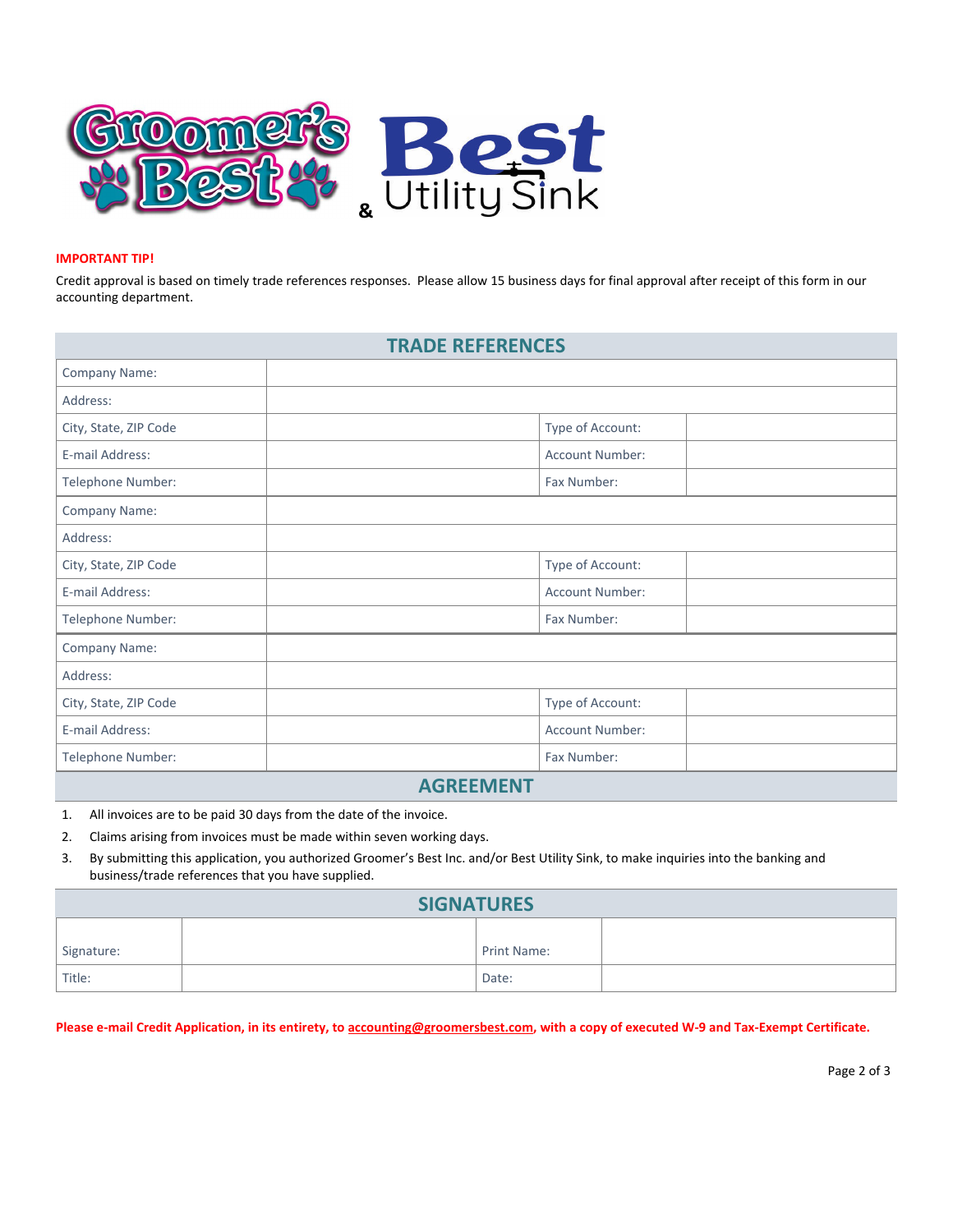Groomer's Best & Best Utility Sink

**IMPORTANT TIP!**

Credit approval is based on timely trade references responses. Please allow 15 business days for final approval after receipt of this form in our accounting department.

## TRADE REFERENCES

| | | | |
|---|---|---|---|
| Company Name: | | | |
| Address: | | | |
| City, State, ZIP Code | | Type of Account: | |
| E-mail Address: | | Account Number: | |
| Telephone Number: | | Fax Number: | |
| Company Name: | | | |
| Address: | | | |
| City, State, ZIP Code | | Type of Account: | |
| E-mail Address: | | Account Number: | |
| Telephone Number: | | Fax Number: | |
| Company Name: | | | |
| Address: | | | |
| City, State, ZIP Code | | Type of Account: | |
| E-mail Address: | | Account Number: | |
| Telephone Number: | | Fax Number: | |

## AGREEMENT

1. All invoices are to be paid 30 days from the date of the invoice.
2. Claims arising from invoices must be made within seven working days.
3. By submitting this application, you authorized Groomer's Best Inc. and/or Best Utility Sink, to make inquiries into the banking and business/trade references that you have supplied.

## SIGNATURES

| | | | |
|---|---|---|---|
| Signature: | | Print Name: | |
| Title: | | Date: | |

**Please e-mail Credit Application, in its entirety, to accounting@groomersbest.com, with a copy of executed W-9 and Tax-Exempt Certificate.**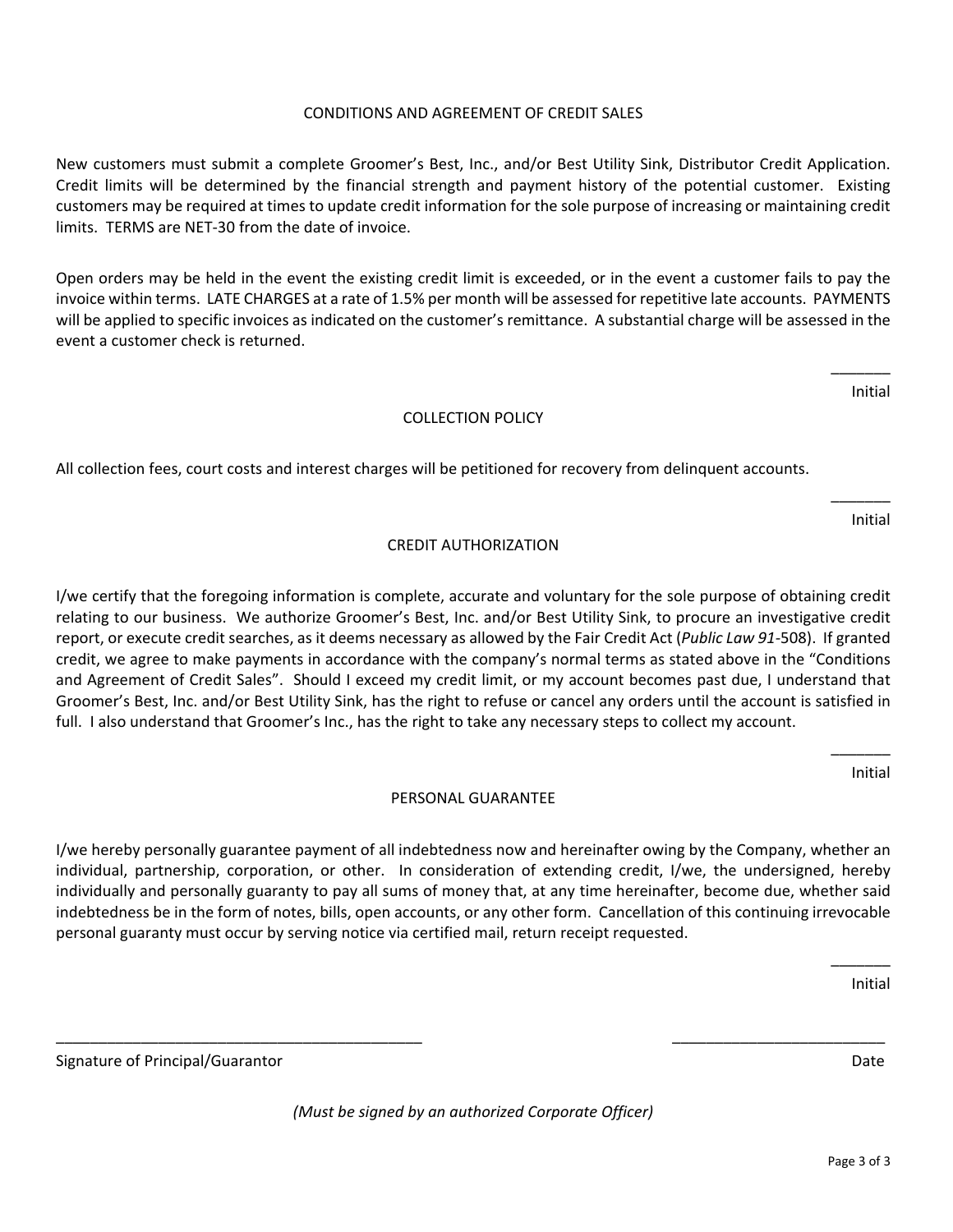## CONDITIONS AND AGREEMENT OF CREDIT SALES

New customers must submit a complete Groomer's Best, Inc., and/or Best Utility Sink, Distributor Credit Application. Credit limits will be determined by the financial strength and payment history of the potential customer. Existing customers may be required at times to update credit information for the sole purpose of increasing or maintaining credit limits. TERMS are NET-30 from the date of invoice.

Open orders may be held in the event the existing credit limit is exceeded, or in the event a customer fails to pay the invoice within terms. LATE CHARGES at a rate of 1.5% per month will be assessed for repetitive late accounts. PAYMENTS will be applied to specific invoices as indicated on the customer's remittance. A substantial charge will be assessed in the event a customer check is returned.

_______
Initial

## COLLECTION POLICY

All collection fees, court costs and interest charges will be petitioned for recovery from delinquent accounts.

_______
Initial

## CREDIT AUTHORIZATION

I/we certify that the foregoing information is complete, accurate and voluntary for the sole purpose of obtaining credit relating to our business. We authorize Groomer's Best, Inc. and/or Best Utility Sink, to procure an investigative credit report, or execute credit searches, as it deems necessary as allowed by the Fair Credit Act (*Public Law 91*-508). If granted credit, we agree to make payments in accordance with the company's normal terms as stated above in the "Conditions and Agreement of Credit Sales". Should I exceed my credit limit, or my account becomes past due, I understand that Groomer's Best, Inc. and/or Best Utility Sink, has the right to refuse or cancel any orders until the account is satisfied in full. I also understand that Groomer's Inc., has the right to take any necessary steps to collect my account.

_______
Initial

## PERSONAL GUARANTEE

I/we hereby personally guarantee payment of all indebtedness now and hereinafter owing by the Company, whether an individual, partnership, corporation, or other. In consideration of extending credit, I/we, the undersigned, hereby individually and personally guaranty to pay all sums of money that, at any time hereinafter, become due, whether said indebtedness be in the form of notes, bills, open accounts, or any other form. Cancellation of this continuing irrevocable personal guaranty must occur by serving notice via certified mail, return receipt requested.

_______
Initial

____________________________________________ ________________________

Signature of Principal/Guarantor Date

*(Must be signed by an authorized Corporate Officer)*